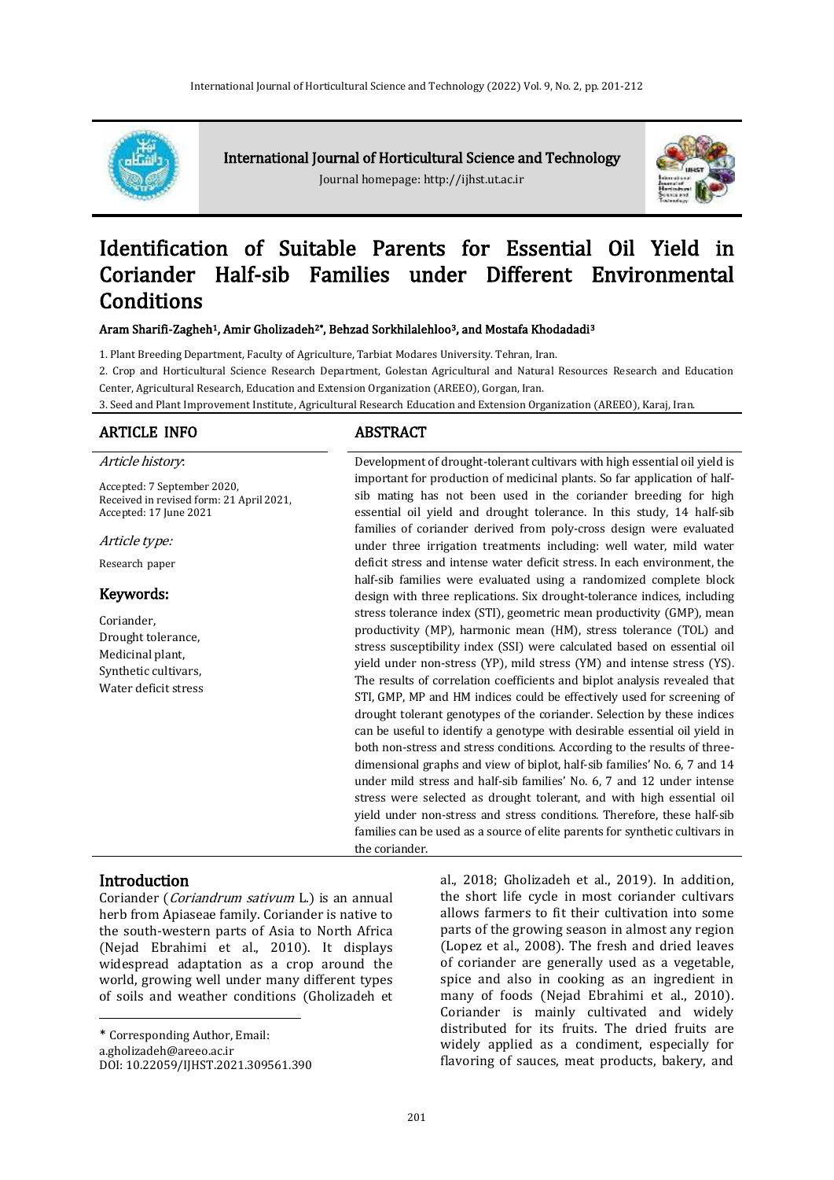International Journal of Horticultural Science and Technology

Journal homepage: http://ijhst.ut.ac.ir

# Identification of Suitable Parents for Essential Oil Yield in Coriander Half-sib Families under Different Environmental Conditions

**Aram Sharifi-Zagheh[1], Amir Gholizadeh[2*], Behzad Sorkhilalehloo[3], and Mostafa Khodadadi[3]**

1. Plant Breeding Department, Faculty of Agriculture, Tarbiat Modares University. Tehran, Iran.
2. Crop and Horticultural Science Research Department, Golestan Agricultural and Natural Resources Research and Education Center, Agricultural Research, Education and Extension Organization (AREEO), Gorgan, Iran.
3. Seed and Plant Improvement Institute, Agricultural Research Education and Extension Organization (AREEO), Karaj, Iran.

## ARTICLE INFO

*Article history*:

Accepted: 7 September 2020,
Received in revised form: 21 April 2021,
Accepted: 17 June 2021

*Article type:*

Research paper

**Keywords:**

Coriander,
Drought tolerance,
Medicinal plant,
Synthetic cultivars,
Water deficit stress

## ABSTRACT

Development of drought-tolerant cultivars with high essential oil yield is important for production of medicinal plants. So far application of half-sib mating has not been used in the coriander breeding for high essential oil yield and drought tolerance. In this study, 14 half-sib families of coriander derived from poly-cross design were evaluated under three irrigation treatments including: well water, mild water deficit stress and intense water deficit stress. In each environment, the half-sib families were evaluated using a randomized complete block design with three replications. Six drought-tolerance indices, including stress tolerance index (STI), geometric mean productivity (GMP), mean productivity (MP), harmonic mean (HM), stress tolerance (TOL) and stress susceptibility index (SSI) were calculated based on essential oil yield under non-stress (YP), mild stress (YM) and intense stress (YS). The results of correlation coefficients and biplot analysis revealed that STI, GMP, MP and HM indices could be effectively used for screening of drought tolerant genotypes of the coriander. Selection by these indices can be useful to identify a genotype with desirable essential oil yield in both non-stress and stress conditions. According to the results of three-dimensional graphs and view of biplot, half-sib families' No. 6, 7 and 14 under mild stress and half-sib families' No. 6, 7 and 12 under intense stress were selected as drought tolerant, and with high essential oil yield under non-stress and stress conditions. Therefore, these half-sib families can be used as a source of elite parents for synthetic cultivars in the coriander.

## Introduction

Coriander (*Coriandrum sativum* L.) is an annual herb from Apiaseae family. Coriander is native to the south-western parts of Asia to North Africa (Nejad Ebrahimi et al., 2010). It displays widespread adaptation as a crop around the world, growing well under many different types of soils and weather conditions (Gholizadeh et al., 2018; Gholizadeh et al., 2019). In addition, the short life cycle in most coriander cultivars allows farmers to fit their cultivation into some parts of the growing season in almost any region (Lopez et al., 2008). The fresh and dried leaves of coriander are generally used as a vegetable, spice and also in cooking as an ingredient in many of foods (Nejad Ebrahimi et al., 2010). Coriander is mainly cultivated and widely distributed for its fruits. The dried fruits are widely applied as a condiment, especially for flavoring of sauces, meat products, bakery, and

---

\* Corresponding Author, Email: a.gholizadeh@areeo.ac.ir
DOI: 10.22059/IJHST.2021.309561.390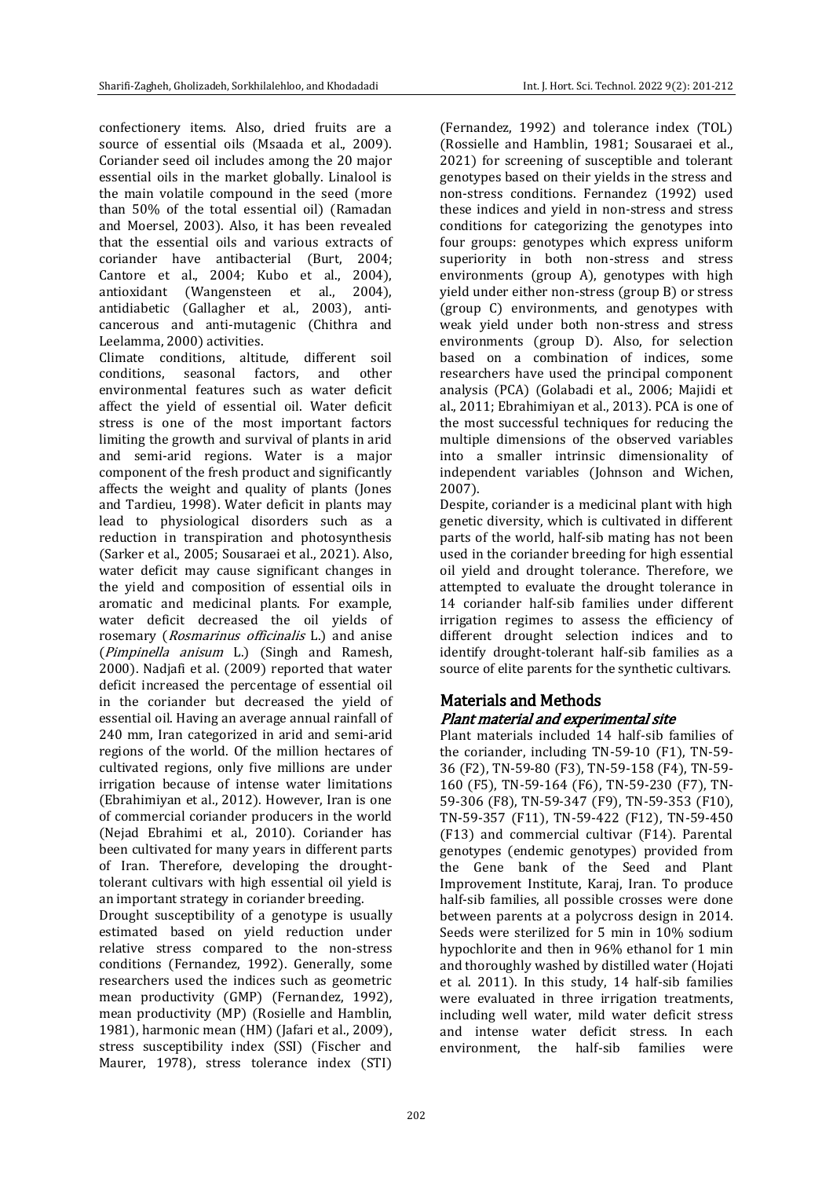confectionery items. Also, dried fruits are a source of essential oils (Msaada et al., 2009). Coriander seed oil includes among the 20 major essential oils in the market globally. Linalool is the main volatile compound in the seed (more than 50% of the total essential oil) (Ramadan and Moersel, 2003). Also, it has been revealed that the essential oils and various extracts of coriander have antibacterial (Burt, 2004; Cantore et al., 2004; Kubo et al., 2004), antioxidant (Wangensteen et al., 2004), antidiabetic (Gallagher et al., 2003), anti-cancerous and anti-mutagenic (Chithra and Leelamma, 2000) activities.

Climate conditions, altitude, different soil conditions, seasonal factors, and other environmental features such as water deficit affect the yield of essential oil. Water deficit stress is one of the most important factors limiting the growth and survival of plants in arid and semi-arid regions. Water is a major component of the fresh product and significantly affects the weight and quality of plants (Jones and Tardieu, 1998). Water deficit in plants may lead to physiological disorders such as a reduction in transpiration and photosynthesis (Sarker et al., 2005; Sousaraei et al., 2021). Also, water deficit may cause significant changes in the yield and composition of essential oils in aromatic and medicinal plants. For example, water deficit decreased the oil yields of rosemary (*Rosmarinus officinalis* L.) and anise (*Pimpinella anisum* L.) (Singh and Ramesh, 2000). Nadjafi et al. (2009) reported that water deficit increased the percentage of essential oil in the coriander but decreased the yield of essential oil. Having an average annual rainfall of 240 mm, Iran categorized in arid and semi-arid regions of the world. Of the million hectares of cultivated regions, only five millions are under irrigation because of intense water limitations (Ebrahimiyan et al., 2012). However, Iran is one of commercial coriander producers in the world (Nejad Ebrahimi et al., 2010). Coriander has been cultivated for many years in different parts of Iran. Therefore, developing the drought-tolerant cultivars with high essential oil yield is an important strategy in coriander breeding.

Drought susceptibility of a genotype is usually estimated based on yield reduction under relative stress compared to the non-stress conditions (Fernandez, 1992). Generally, some researchers used the indices such as geometric mean productivity (GMP) (Fernandez, 1992), mean productivity (MP) (Rosielle and Hamblin, 1981), harmonic mean (HM) (Jafari et al., 2009), stress susceptibility index (SSI) (Fischer and Maurer, 1978), stress tolerance index (STI) (Fernandez, 1992) and tolerance index (TOL) (Rossielle and Hamblin, 1981; Sousaraei et al., 2021) for screening of susceptible and tolerant genotypes based on their yields in the stress and non-stress conditions. Fernandez (1992) used these indices and yield in non-stress and stress conditions for categorizing the genotypes into four groups: genotypes which express uniform superiority in both non-stress and stress environments (group A), genotypes with high yield under either non-stress (group B) or stress (group C) environments, and genotypes with weak yield under both non-stress and stress environments (group D). Also, for selection based on a combination of indices, some researchers have used the principal component analysis (PCA) (Golabadi et al., 2006; Majidi et al., 2011; Ebrahimiyan et al., 2013). PCA is one of the most successful techniques for reducing the multiple dimensions of the observed variables into a smaller intrinsic dimensionality of independent variables (Johnson and Wichen, 2007).

Despite, coriander is a medicinal plant with high genetic diversity, which is cultivated in different parts of the world, half-sib mating has not been used in the coriander breeding for high essential oil yield and drought tolerance. Therefore, we attempted to evaluate the drought tolerance in 14 coriander half-sib families under different irrigation regimes to assess the efficiency of different drought selection indices and to identify drought-tolerant half-sib families as a source of elite parents for the synthetic cultivars.

## Materials and Methods

### *Plant material and experimental site*

Plant materials included 14 half-sib families of the coriander, including TN-59-10 (F1), TN-59-36 (F2), TN-59-80 (F3), TN-59-158 (F4), TN-59-160 (F5), TN-59-164 (F6), TN-59-230 (F7), TN-59-306 (F8), TN-59-347 (F9), TN-59-353 (F10), TN-59-357 (F11), TN-59-422 (F12), TN-59-450 (F13) and commercial cultivar (F14). Parental genotypes (endemic genotypes) provided from the Gene bank of the Seed and Plant Improvement Institute, Karaj, Iran. To produce half-sib families, all possible crosses were done between parents at a polycross design in 2014. Seeds were sterilized for 5 min in 10% sodium hypochlorite and then in 96% ethanol for 1 min and thoroughly washed by distilled water (Hojati et al. 2011). In this study, 14 half-sib families were evaluated in three irrigation treatments, including well water, mild water deficit stress and intense water deficit stress. In each environment, the half-sib families were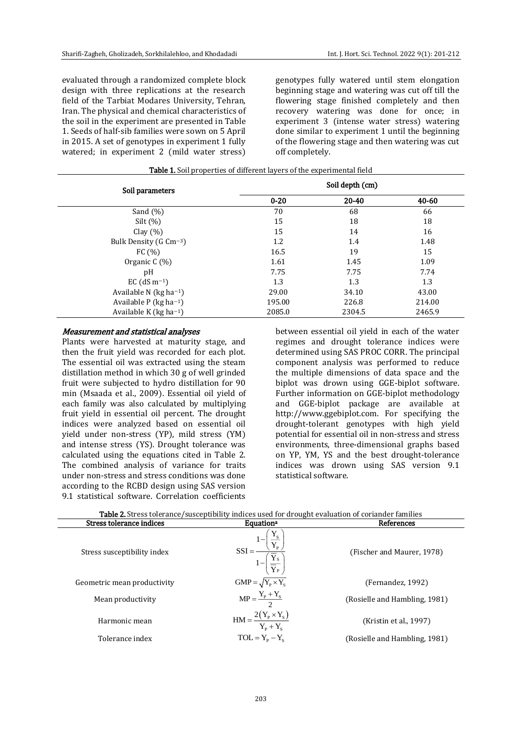evaluated through a randomized complete block design with three replications at the research field of the Tarbiat Modares University, Tehran, Iran. The physical and chemical characteristics of the soil in the experiment are presented in Table 1. Seeds of half-sib families were sown on 5 April in 2015. A set of genotypes in experiment 1 fully watered; in experiment 2 (mild water stress) genotypes fully watered until stem elongation beginning stage and watering was cut off till the flowering stage finished completely and then recovery watering was done for once; in experiment 3 (intense water stress) watering done similar to experiment 1 until the beginning of the flowering stage and then watering was cut off completely.

**Table 1.** Soil properties of different layers of the experimental field

| Soil parameters | Soil depth (cm) | | |
|---|---|---|---|
| | **0-20** | **20-40** | **40-60** |
| Sand (%) | 70 | 68 | 66 |
| Silt (%) | 15 | 18 | 18 |
| Clay (%) | 15 | 14 | 16 |
| Bulk Density (G $Cm^{-3}$) | 1.2 | 1.4 | 1.48 |
| FC (%) | 16.5 | 19 | 15 |
| Organic C (%) | 1.61 | 1.45 | 1.09 |
| pH | 7.75 | 7.75 | 7.74 |
| EC ($dS\ m^{-1}$) | 1.3 | 1.3 | 1.3 |
| Available N ($kg\ ha^{-1}$) | 29.00 | 34.10 | 43.00 |
| Available P ($kg\ ha^{-1}$) | 195.00 | 226.8 | 214.00 |
| Available K ($kg\ ha^{-1}$) | 2085.0 | 2304.5 | 2465.9 |

### *Measurement and statistical analyses*

Plants were harvested at maturity stage, and then the fruit yield was recorded for each plot. The essential oil was extracted using the steam distillation method in which 30 g of well grinded fruit were subjected to hydro distillation for 90 min (Msaada et al., 2009). Essential oil yield of each family was also calculated by multiplying fruit yield in essential oil percent. The drought indices were analyzed based on essential oil yield under non-stress (YP), mild stress (YM) and intense stress (YS). Drought tolerance was calculated using the equations cited in Table 2. The combined analysis of variance for traits under non-stress and stress conditions was done according to the RCBD design using SAS version 9.1 statistical software. Correlation coefficients between essential oil yield in each of the water regimes and drought tolerance indices were determined using SAS PROC CORR. The principal component analysis was performed to reduce the multiple dimensions of data space and the biplot was drawn using GGE-biplot software. Further information on GGE-biplot methodology and GGE-biplot package are available at http://www.ggebiplot.com. For specifying the drought-tolerant genotypes with high yield potential for essential oil in non-stress and stress environments, three-dimensional graphs based on YP, YM, YS and the best drought-tolerance indices was drawn using SAS version 9.1 statistical software.

**Table 2.** Stress tolerance/susceptibility indices used for drought evaluation of coriander families

| Stress tolerance indices | Equation[a] | References |
|---|---|---|
| Stress susceptibility index | $SSI = \dfrac{1-\left(\dfrac{Y_S}{Y_P}\right)}{1-\left(\dfrac{\overline{Y}_S}{\overline{Y}_P}\right)}$ | (Fischer and Maurer, 1978) |
| Geometric mean productivity | $GMP = \sqrt{Y_P \times Y_S}$ | (Fernandez, 1992) |
| Mean productivity | $MP = \dfrac{Y_P + Y_S}{2}$ | (Rosielle and Hambling, 1981) |
| Harmonic mean | $HM = \dfrac{2(Y_P \times Y_S)}{Y_P + Y_S}$ | (Kristin et al., 1997) |
| Tolerance index | $TOL = Y_P - Y_S$ | (Rosielle and Hambling, 1981) |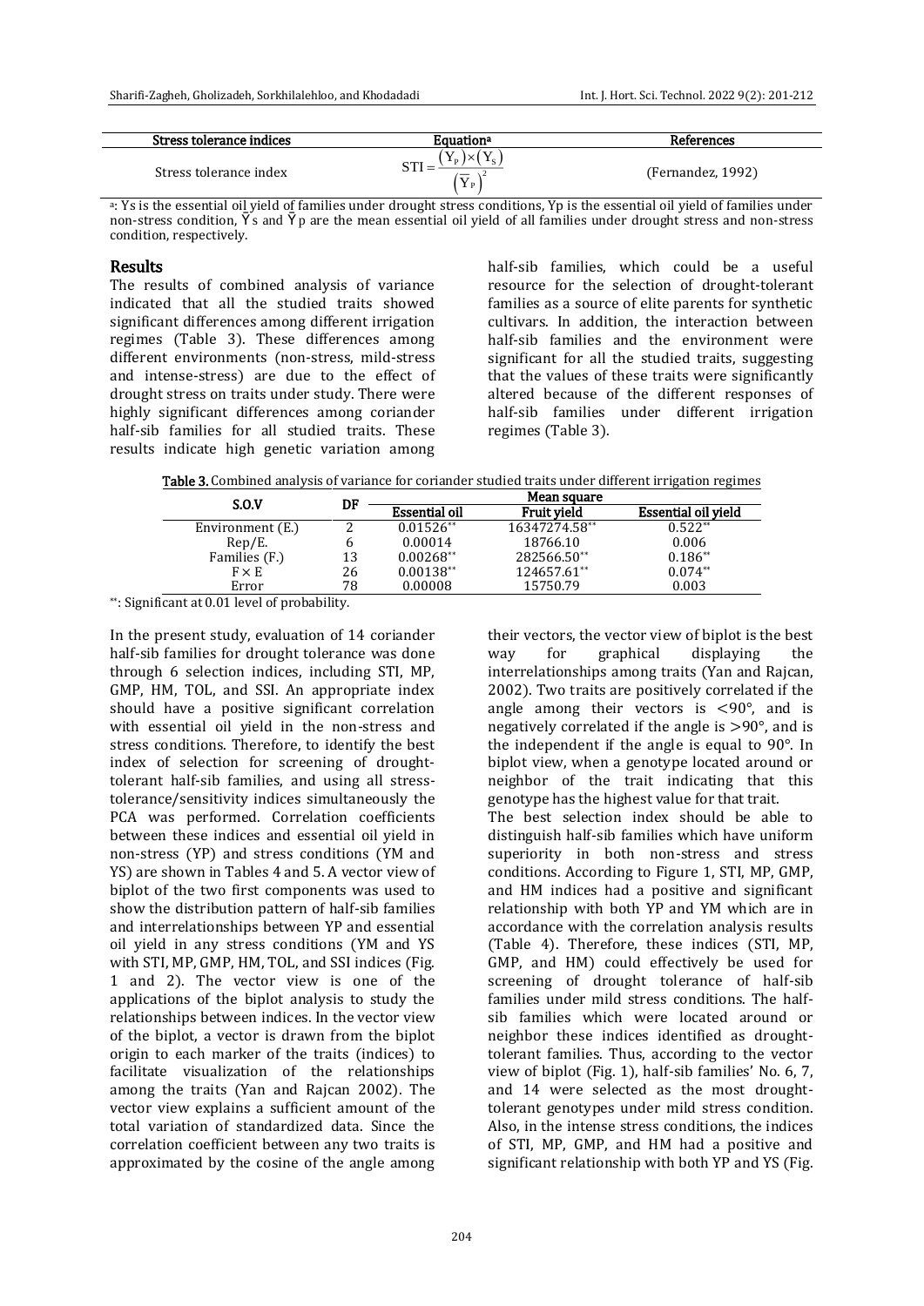| Stress tolerance indices | Equation[a] | References |
| --- | --- | --- |
| Stress tolerance index | $STI = \frac{(Y_P) \times (Y_S)}{(\bar{Y}_P)^2}$ | (Fernandez, 1992) |

[a]: Ys is the essential oil yield of families under drought stress conditions, Yp is the essential oil yield of families under non-stress condition, $\bar{Y}s$ and $\bar{Y}p$ are the mean essential oil yield of all families under drought stress and non-stress condition, respectively.

## Results

The results of combined analysis of variance indicated that all the studied traits showed significant differences among different irrigation regimes (Table 3). These differences among different environments (non-stress, mild-stress and intense-stress) are due to the effect of drought stress on traits under study. There were highly significant differences among coriander half-sib families for all studied traits. These results indicate high genetic variation among half-sib families, which could be a useful resource for the selection of drought-tolerant families as a source of elite parents for synthetic cultivars. In addition, the interaction between half-sib families and the environment were significant for all the studied traits, suggesting that the values of these traits were significantly altered because of the different responses of half-sib families under different irrigation regimes (Table 3).

**Table 3.** Combined analysis of variance for coriander studied traits under different irrigation regimes

| S.O.V | DF | Mean square | | |
| --- | --- | --- | --- | --- |
| | | Essential oil | Fruit yield | Essential oil yield |
| Environment (E.) | 2 | 0.01526** | 16347274.58** | 0.522** |
| Rep/E. | 6 | 0.00014 | 18766.10 | 0.006 |
| Families (F.) | 13 | 0.00268** | 282566.50** | 0.186** |
| F × E | 26 | 0.00138** | 124657.61** | 0.074** |
| Error | 78 | 0.00008 | 15750.79 | 0.003 |

**: Significant at 0.01 level of probability.

In the present study, evaluation of 14 coriander half-sib families for drought tolerance was done through 6 selection indices, including STI, MP, GMP, HM, TOL, and SSI. An appropriate index should have a positive significant correlation with essential oil yield in the non-stress and stress conditions. Therefore, to identify the best index of selection for screening of drought-tolerant half-sib families, and using all stress-tolerance/sensitivity indices simultaneously the PCA was performed. Correlation coefficients between these indices and essential oil yield in non-stress (YP) and stress conditions (YM and YS) are shown in Tables 4 and 5. A vector view of biplot of the two first components was used to show the distribution pattern of half-sib families and interrelationships between YP and essential oil yield in any stress conditions (YM and YS with STI, MP, GMP, HM, TOL, and SSI indices (Fig. 1 and 2). The vector view is one of the applications of the biplot analysis to study the relationships between indices. In the vector view of the biplot, a vector is drawn from the biplot origin to each marker of the traits (indices) to facilitate visualization of the relationships among the traits (Yan and Rajcan 2002). The vector view explains a sufficient amount of the total variation of standardized data. Since the correlation coefficient between any two traits is approximated by the cosine of the angle among their vectors, the vector view of biplot is the best way for graphical displaying the interrelationships among traits (Yan and Rajcan, 2002). Two traits are positively correlated if the angle among their vectors is <90°, and is negatively correlated if the angle is >90°, and is the independent if the angle is equal to 90°. In biplot view, when a genotype located around or neighbor of the trait indicating that this genotype has the highest value for that trait.

The best selection index should be able to distinguish half-sib families which have uniform superiority in both non-stress and stress conditions. According to Figure 1, STI, MP, GMP, and HM indices had a positive and significant relationship with both YP and YM which are in accordance with the correlation analysis results (Table 4). Therefore, these indices (STI, MP, GMP, and HM) could effectively be used for screening of drought tolerance of half-sib families under mild stress conditions. The half-sib families which were located around or neighbor these indices identified as drought-tolerant families. Thus, according to the vector view of biplot (Fig. 1), half-sib families' No. 6, 7, and 14 were selected as the most drought-tolerant genotypes under mild stress condition. Also, in the intense stress conditions, the indices of STI, MP, GMP, and HM had a positive and significant relationship with both YP and YS (Fig.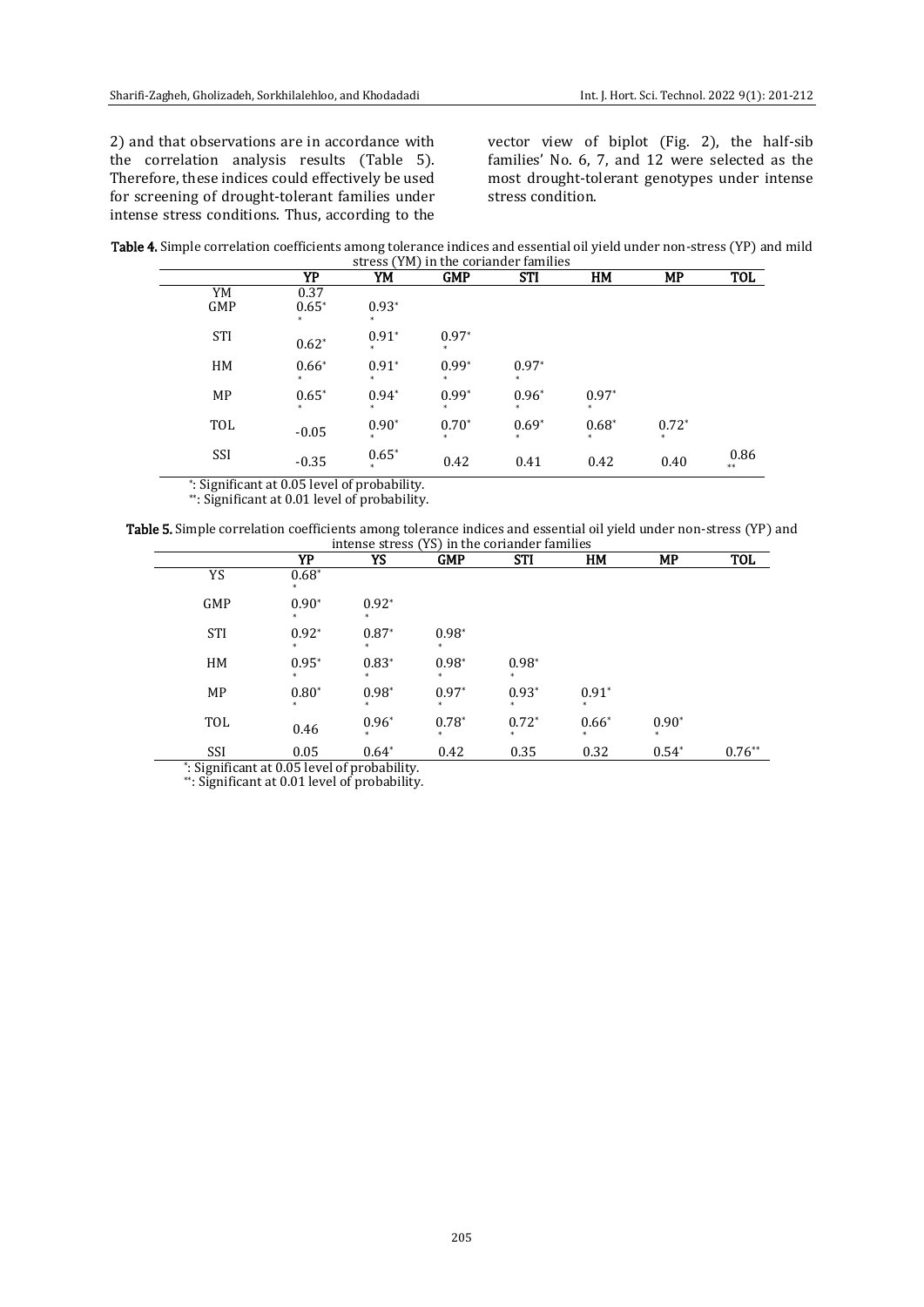2) and that observations are in accordance with the correlation analysis results (Table 5). Therefore, these indices could effectively be used for screening of drought-tolerant families under intense stress conditions. Thus, according to the vector view of biplot (Fig. 2), the half-sib families' No. 6, 7, and 12 were selected as the most drought-tolerant genotypes under intense stress condition.

**Table 4.** Simple correlation coefficients among tolerance indices and essential oil yield under non-stress (YP) and mild stress (YM) in the coriander families

| | YP | YM | GMP | STI | HM | MP | TOL |
|---|---|---|---|---|---|---|---|
| YM | 0.37 | | | | | | |
| GMP | 0.65** | 0.93** | | | | | |
| STI | 0.62* | 0.91** | 0.97** | | | | |
| HM | 0.66** | 0.91** | 0.99** | 0.97** | | | |
| MP | 0.65** | 0.94** | 0.99** | 0.96** | 0.97** | | |
| TOL | -0.05 | 0.90** | 0.70** | 0.69** | 0.68** | 0.72** | |
| SSI | -0.35 | 0.65** | 0.42 | 0.41 | 0.42 | 0.40 | 0.86** |

*: Significant at 0.05 level of probability.
**: Significant at 0.01 level of probability.

**Table 5.** Simple correlation coefficients among tolerance indices and essential oil yield under non-stress (YP) and intense stress (YS) in the coriander families

| | YP | YS | GMP | STI | HM | MP | TOL |
|---|---|---|---|---|---|---|---|
| YS | 0.68** | | | | | | |
| GMP | 0.90** | 0.92** | | | | | |
| STI | 0.92** | 0.87** | 0.98** | | | | |
| HM | 0.95** | 0.83** | 0.98** | 0.98** | | | |
| MP | 0.80** | 0.98** | 0.97** | 0.93** | 0.91** | | |
| TOL | 0.46 | 0.96** | 0.78** | 0.72** | 0.66** | 0.90** | |
| SSI | 0.05 | 0.64* | 0.42 | 0.35 | 0.32 | 0.54* | 0.76** |

*: Significant at 0.05 level of probability.
**: Significant at 0.01 level of probability.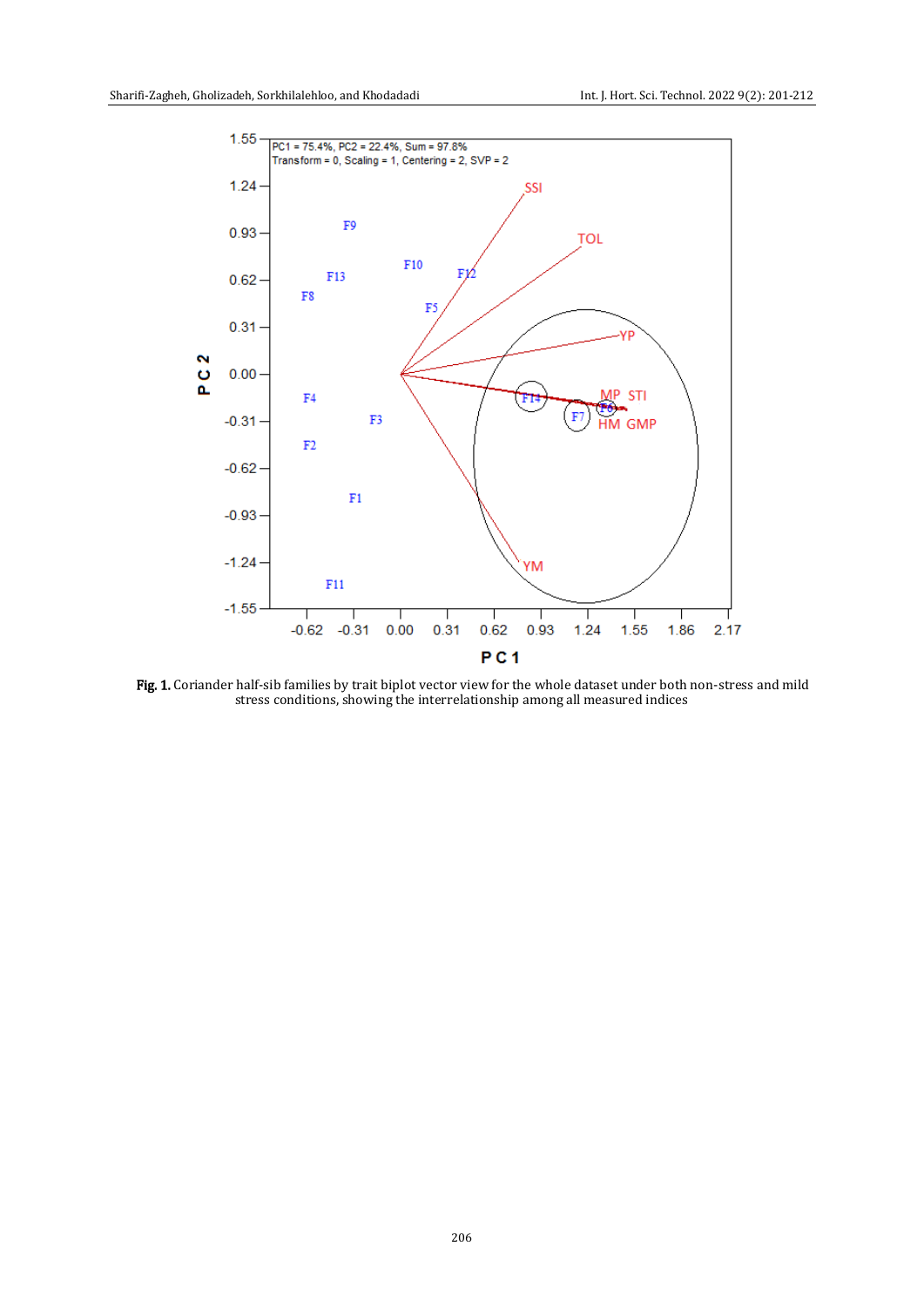**Fig. 1.** Coriander half-sib families by trait biplot vector view for the whole dataset under both non-stress and mild stress conditions, showing the interrelationship among all measured indices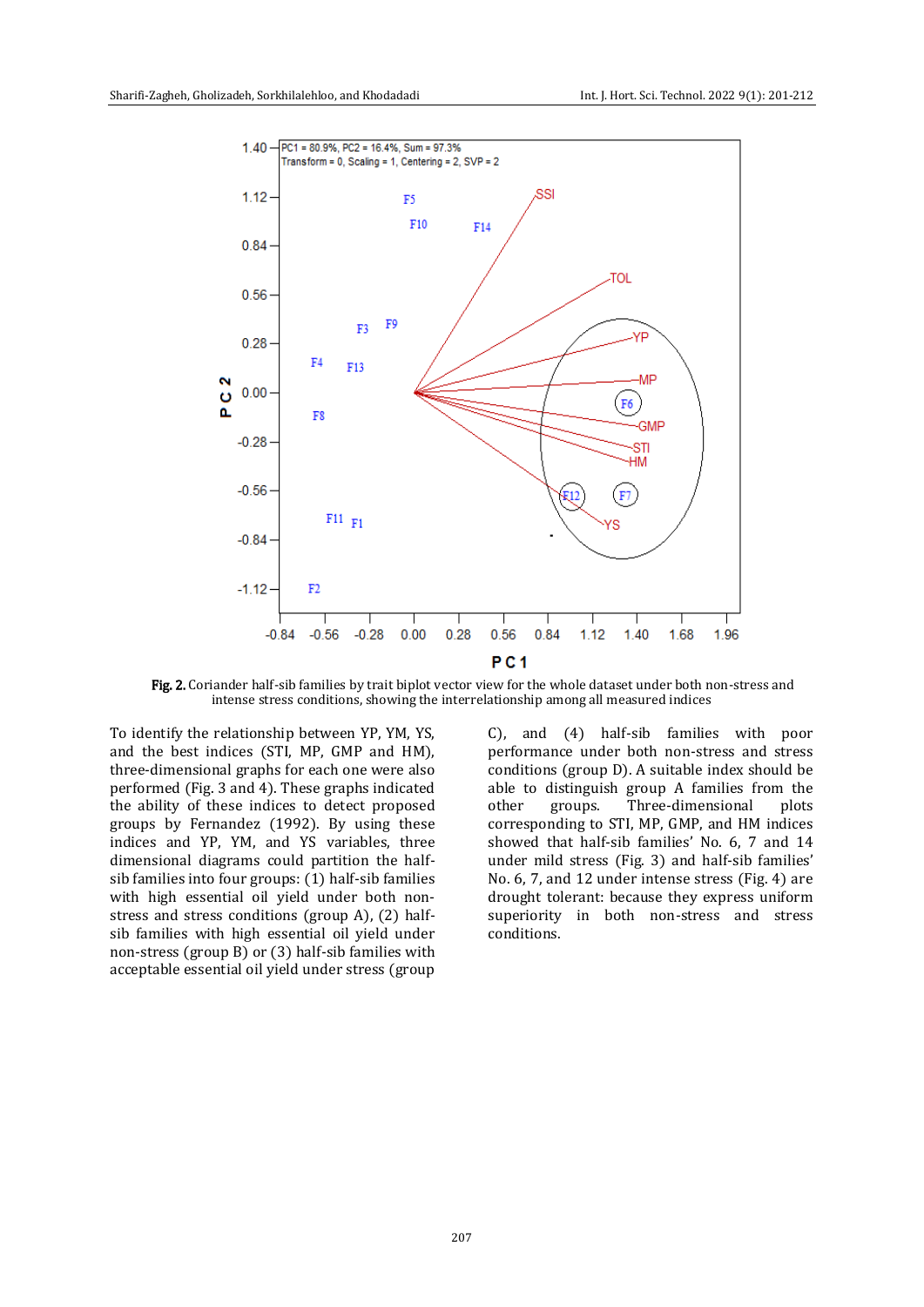**Fig. 2.** Coriander half-sib families by trait biplot vector view for the whole dataset under both non-stress and intense stress conditions, showing the interrelationship among all measured indices

To identify the relationship between YP, YM, YS, and the best indices (STI, MP, GMP and HM), three-dimensional graphs for each one were also performed (Fig. 3 and 4). These graphs indicated the ability of these indices to detect proposed groups by Fernandez (1992). By using these indices and YP, YM, and YS variables, three dimensional diagrams could partition the half-sib families into four groups: (1) half-sib families with high essential oil yield under both non-stress and stress conditions (group A), (2) half-sib families with high essential oil yield under non-stress (group B) or (3) half-sib families with acceptable essential oil yield under stress (group C), and (4) half-sib families with poor performance under both non-stress and stress conditions (group D). A suitable index should be able to distinguish group A families from the other groups. Three-dimensional plots corresponding to STI, MP, GMP, and HM indices showed that half-sib families' No. 6, 7 and 14 under mild stress (Fig. 3) and half-sib families' No. 6, 7, and 12 under intense stress (Fig. 4) are drought tolerant: because they express uniform superiority in both non-stress and stress conditions.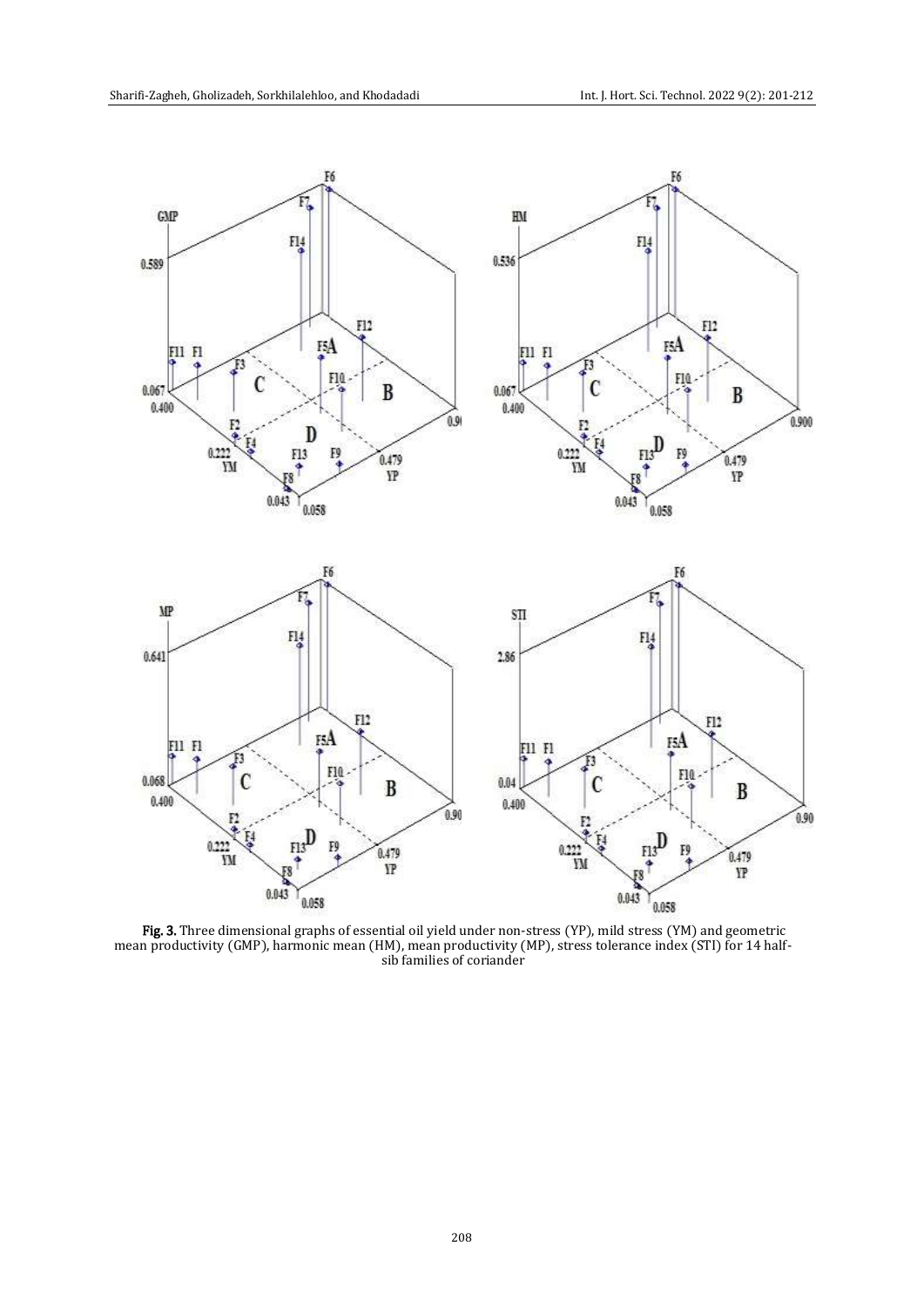**Fig. 3.** Three dimensional graphs of essential oil yield under non-stress (YP), mild stress (YM) and geometric mean productivity (GMP), harmonic mean (HM), mean productivity (MP), stress tolerance index (STI) for 14 half-sib families of coriander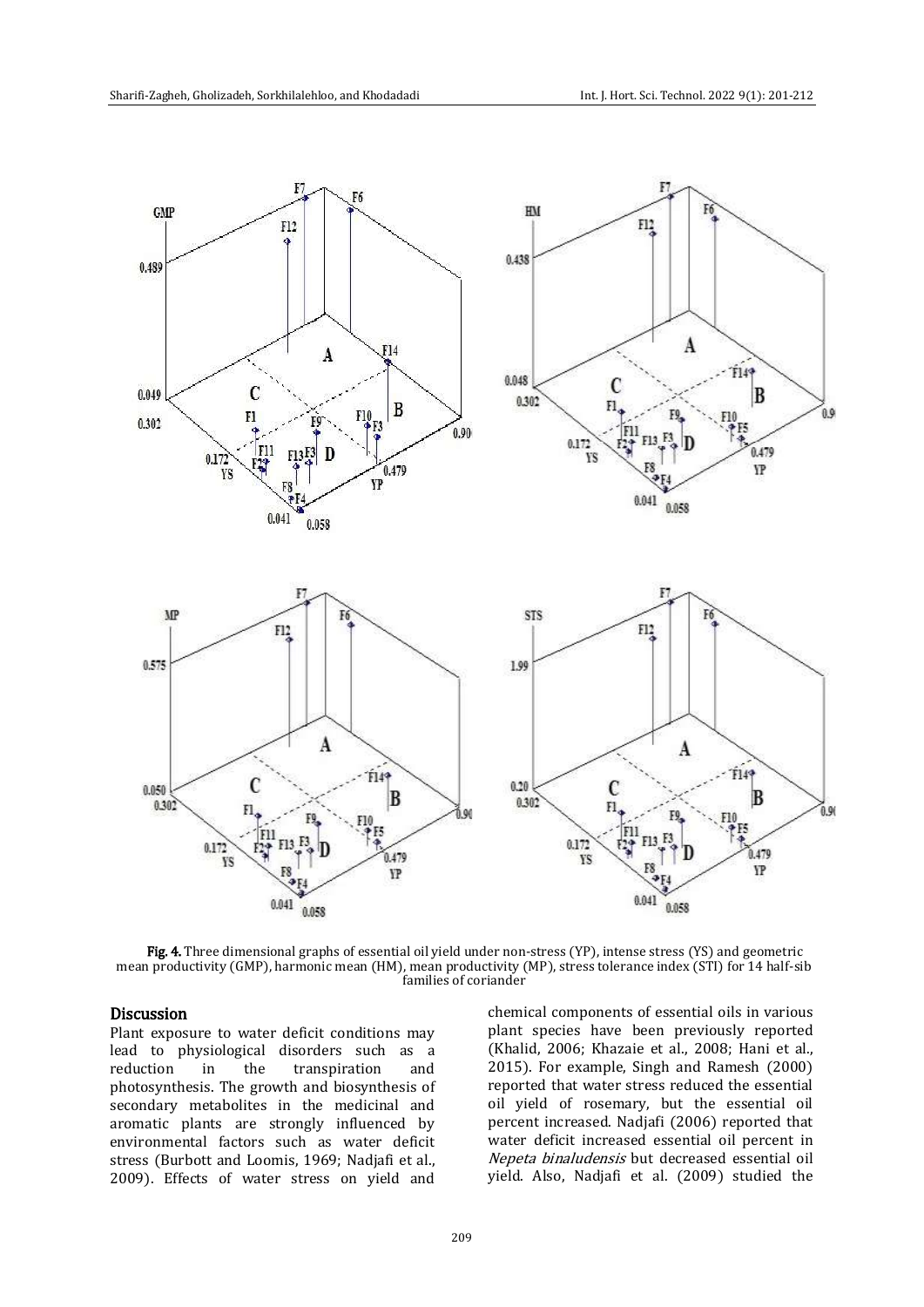**Fig. 4.** Three dimensional graphs of essential oil yield under non-stress (YP), intense stress (YS) and geometric mean productivity (GMP), harmonic mean (HM), mean productivity (MP), stress tolerance index (STI) for 14 half-sib families of coriander

## Discussion

Plant exposure to water deficit conditions may lead to physiological disorders such as a reduction in the transpiration and photosynthesis. The growth and biosynthesis of secondary metabolites in the medicinal and aromatic plants are strongly influenced by environmental factors such as water deficit stress (Burbott and Loomis, 1969; Nadjafi et al., 2009). Effects of water stress on yield and chemical components of essential oils in various plant species have been previously reported (Khalid, 2006; Khazaie et al., 2008; Hani et al., 2015). For example, Singh and Ramesh (2000) reported that water stress reduced the essential oil yield of rosemary, but the essential oil percent increased. Nadjafi (2006) reported that water deficit increased essential oil percent in *Nepeta binaludensis* but decreased essential oil yield. Also, Nadjafi et al. (2009) studied the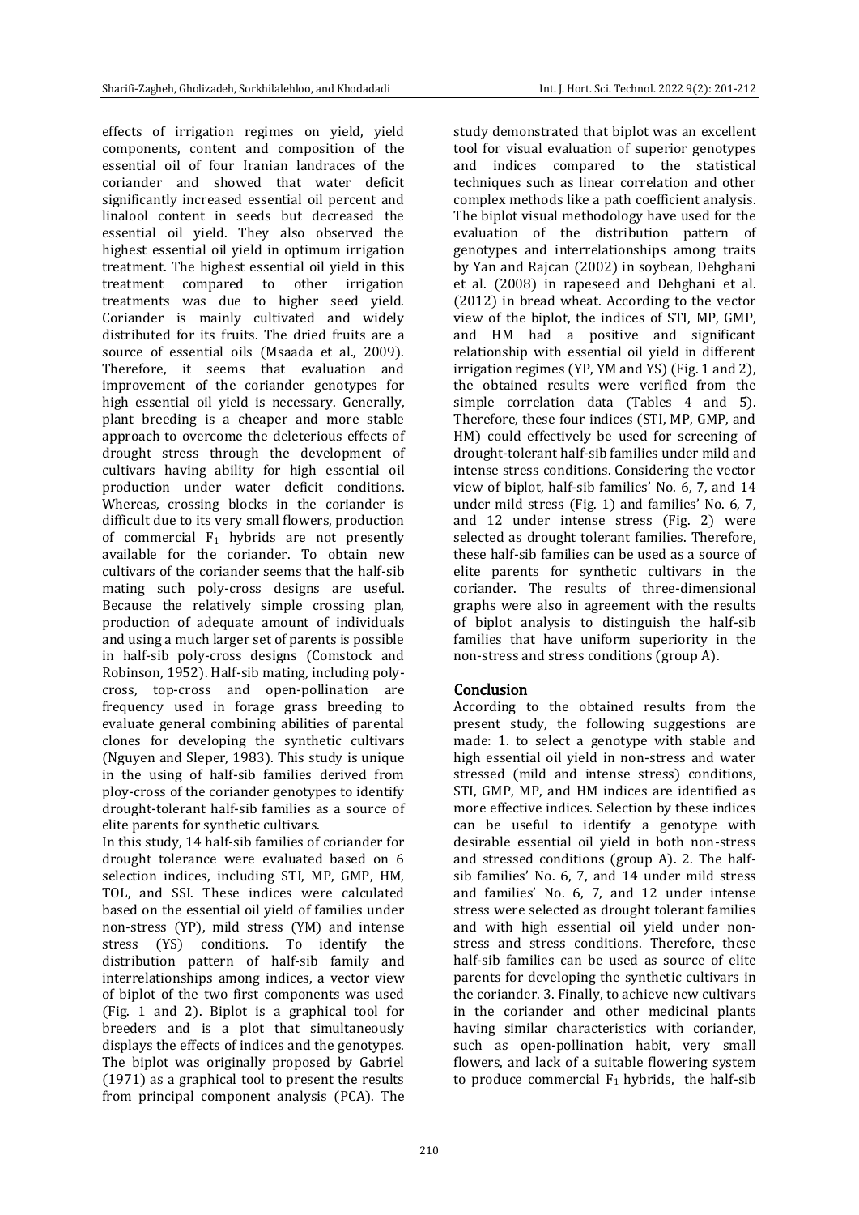effects of irrigation regimes on yield, yield components, content and composition of the essential oil of four Iranian landraces of the coriander and showed that water deficit significantly increased essential oil percent and linalool content in seeds but decreased the essential oil yield. They also observed the highest essential oil yield in optimum irrigation treatment. The highest essential oil yield in this treatment compared to other irrigation treatments was due to higher seed yield. Coriander is mainly cultivated and widely distributed for its fruits. The dried fruits are a source of essential oils (Msaada et al., 2009). Therefore, it seems that evaluation and improvement of the coriander genotypes for high essential oil yield is necessary. Generally, plant breeding is a cheaper and more stable approach to overcome the deleterious effects of drought stress through the development of cultivars having ability for high essential oil production under water deficit conditions. Whereas, crossing blocks in the coriander is difficult due to its very small flowers, production of commercial $F_1$ hybrids are not presently available for the coriander. To obtain new cultivars of the coriander seems that the half-sib mating such poly-cross designs are useful. Because the relatively simple crossing plan, production of adequate amount of individuals and using a much larger set of parents is possible in half-sib poly-cross designs (Comstock and Robinson, 1952). Half-sib mating, including poly-cross, top-cross and open-pollination are frequency used in forage grass breeding to evaluate general combining abilities of parental clones for developing the synthetic cultivars (Nguyen and Sleper, 1983). This study is unique in the using of half-sib families derived from ploy-cross of the coriander genotypes to identify drought-tolerant half-sib families as a source of elite parents for synthetic cultivars.

In this study, 14 half-sib families of coriander for drought tolerance were evaluated based on 6 selection indices, including STI, MP, GMP, HM, TOL, and SSI. These indices were calculated based on the essential oil yield of families under non-stress (YP), mild stress (YM) and intense stress (YS) conditions. To identify the distribution pattern of half-sib family and interrelationships among indices, a vector view of biplot of the two first components was used (Fig. 1 and 2). Biplot is a graphical tool for breeders and is a plot that simultaneously displays the effects of indices and the genotypes. The biplot was originally proposed by Gabriel (1971) as a graphical tool to present the results from principal component analysis (PCA). The study demonstrated that biplot was an excellent tool for visual evaluation of superior genotypes and indices compared to the statistical techniques such as linear correlation and other complex methods like a path coefficient analysis. The biplot visual methodology have used for the evaluation of the distribution pattern of genotypes and interrelationships among traits by Yan and Rajcan (2002) in soybean, Dehghani et al. (2008) in rapeseed and Dehghani et al. (2012) in bread wheat. According to the vector view of the biplot, the indices of STI, MP, GMP, and HM had a positive and significant relationship with essential oil yield in different irrigation regimes (YP, YM and YS) (Fig. 1 and 2), the obtained results were verified from the simple correlation data (Tables 4 and 5). Therefore, these four indices (STI, MP, GMP, and HM) could effectively be used for screening of drought-tolerant half-sib families under mild and intense stress conditions. Considering the vector view of biplot, half-sib families' No. 6, 7, and 14 under mild stress (Fig. 1) and families' No. 6, 7, and 12 under intense stress (Fig. 2) were selected as drought tolerant families. Therefore, these half-sib families can be used as a source of elite parents for synthetic cultivars in the coriander. The results of three-dimensional graphs were also in agreement with the results of biplot analysis to distinguish the half-sib families that have uniform superiority in the non-stress and stress conditions (group A).

## Conclusion

According to the obtained results from the present study, the following suggestions are made: 1. to select a genotype with stable and high essential oil yield in non-stress and water stressed (mild and intense stress) conditions, STI, GMP, MP, and HM indices are identified as more effective indices. Selection by these indices can be useful to identify a genotype with desirable essential oil yield in both non-stress and stressed conditions (group A). 2. The half-sib families' No. 6, 7, and 14 under mild stress and families' No. 6, 7, and 12 under intense stress were selected as drought tolerant families and with high essential oil yield under non-stress and stress conditions. Therefore, these half-sib families can be used as source of elite parents for developing the synthetic cultivars in the coriander. 3. Finally, to achieve new cultivars in the coriander and other medicinal plants having similar characteristics with coriander, such as open-pollination habit, very small flowers, and lack of a suitable flowering system to produce commercial $F_1$ hybrids, the half-sib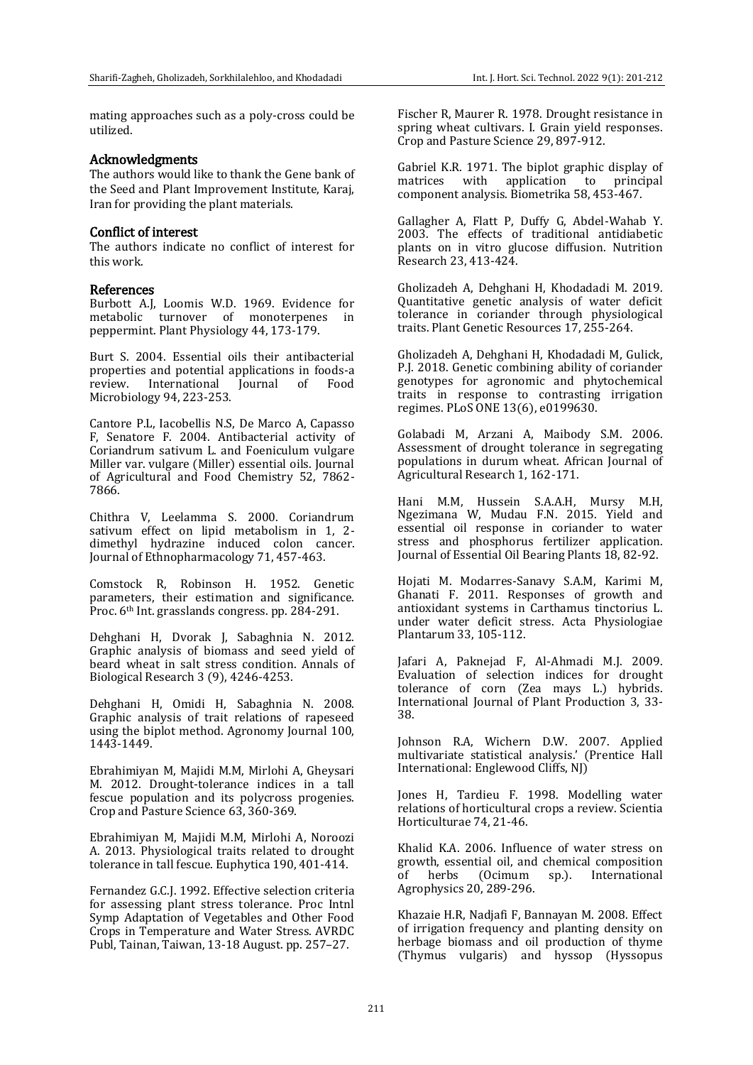mating approaches such as a poly-cross could be utilized.

## Acknowledgments

The authors would like to thank the Gene bank of the Seed and Plant Improvement Institute, Karaj, Iran for providing the plant materials.

## Conflict of interest

The authors indicate no conflict of interest for this work.

## References

Burbott A.J, Loomis W.D. 1969. Evidence for metabolic turnover of monoterpenes in peppermint. Plant Physiology 44, 173-179.

Burt S. 2004. Essential oils their antibacterial properties and potential applications in foods-a review. International Journal of Food Microbiology 94, 223-253.

Cantore P.L, Iacobellis N.S, De Marco A, Capasso F, Senatore F. 2004. Antibacterial activity of Coriandrum sativum L. and Foeniculum vulgare Miller var. vulgare (Miller) essential oils. Journal of Agricultural and Food Chemistry 52, 7862-7866.

Chithra V, Leelamma S. 2000. Coriandrum sativum effect on lipid metabolism in 1, 2-dimethyl hydrazine induced colon cancer. Journal of Ethnopharmacology 71, 457-463.

Comstock R, Robinson H. 1952. Genetic parameters, their estimation and significance. Proc. 6th Int. grasslands congress. pp. 284-291.

Dehghani H, Dvorak J, Sabaghnia N. 2012. Graphic analysis of biomass and seed yield of beard wheat in salt stress condition. Annals of Biological Research 3 (9), 4246-4253.

Dehghani H, Omidi H, Sabaghnia N. 2008. Graphic analysis of trait relations of rapeseed using the biplot method. Agronomy Journal 100, 1443-1449.

Ebrahimiyan M, Majidi M.M, Mirlohi A, Gheysari M. 2012. Drought-tolerance indices in a tall fescue population and its polycross progenies. Crop and Pasture Science 63, 360-369.

Ebrahimiyan M, Majidi M.M, Mirlohi A, Noroozi A. 2013. Physiological traits related to drought tolerance in tall fescue. Euphytica 190, 401-414.

Fernandez G.C.J. 1992. Effective selection criteria for assessing plant stress tolerance. Proc Intnl Symp Adaptation of Vegetables and Other Food Crops in Temperature and Water Stress. AVRDC Publ, Tainan, Taiwan, 13-18 August. pp. 257–27.

Fischer R, Maurer R. 1978. Drought resistance in spring wheat cultivars. I. Grain yield responses. Crop and Pasture Science 29, 897-912.

Gabriel K.R. 1971. The biplot graphic display of matrices with application to principal component analysis. Biometrika 58, 453-467.

Gallagher A, Flatt P, Duffy G, Abdel-Wahab Y. 2003. The effects of traditional antidiabetic plants on in vitro glucose diffusion. Nutrition Research 23, 413-424.

Gholizadeh A, Dehghani H, Khodadadi M. 2019. Quantitative genetic analysis of water deficit tolerance in coriander through physiological traits. Plant Genetic Resources 17, 255-264.

Gholizadeh A, Dehghani H, Khodadadi M, Gulick, P.J. 2018. Genetic combining ability of coriander genotypes for agronomic and phytochemical traits in response to contrasting irrigation regimes. PLoS ONE 13(6), e0199630.

Golabadi M, Arzani A, Maibody S.M. 2006. Assessment of drought tolerance in segregating populations in durum wheat. African Journal of Agricultural Research 1, 162-171.

Hani M.M, Hussein S.A.A.H, Mursy M.H, Ngezimana W, Mudau F.N. 2015. Yield and essential oil response in coriander to water stress and phosphorus fertilizer application. Journal of Essential Oil Bearing Plants 18, 82-92.

Hojati M. Modarres-Sanavy S.A.M, Karimi M, Ghanati F. 2011. Responses of growth and antioxidant systems in Carthamus tinctorius L. under water deficit stress. Acta Physiologiae Plantarum 33, 105-112.

Jafari A, Paknejad F, Al-Ahmadi M.J. 2009. Evaluation of selection indices for drought tolerance of corn (Zea mays L.) hybrids. International Journal of Plant Production 3, 33-38.

Johnson R.A, Wichern D.W. 2007. Applied multivariate statistical analysis.' (Prentice Hall International: Englewood Cliffs, NJ)

Jones H, Tardieu F. 1998. Modelling water relations of horticultural crops a review. Scientia Horticulturae 74, 21-46.

Khalid K.A. 2006. Influence of water stress on growth, essential oil, and chemical composition of herbs (Ocimum sp.). International Agrophysics 20, 289-296.

Khazaie H.R, Nadjafi F, Bannayan M. 2008. Effect of irrigation frequency and planting density on herbage biomass and oil production of thyme (Thymus vulgaris) and hyssop (Hyssopus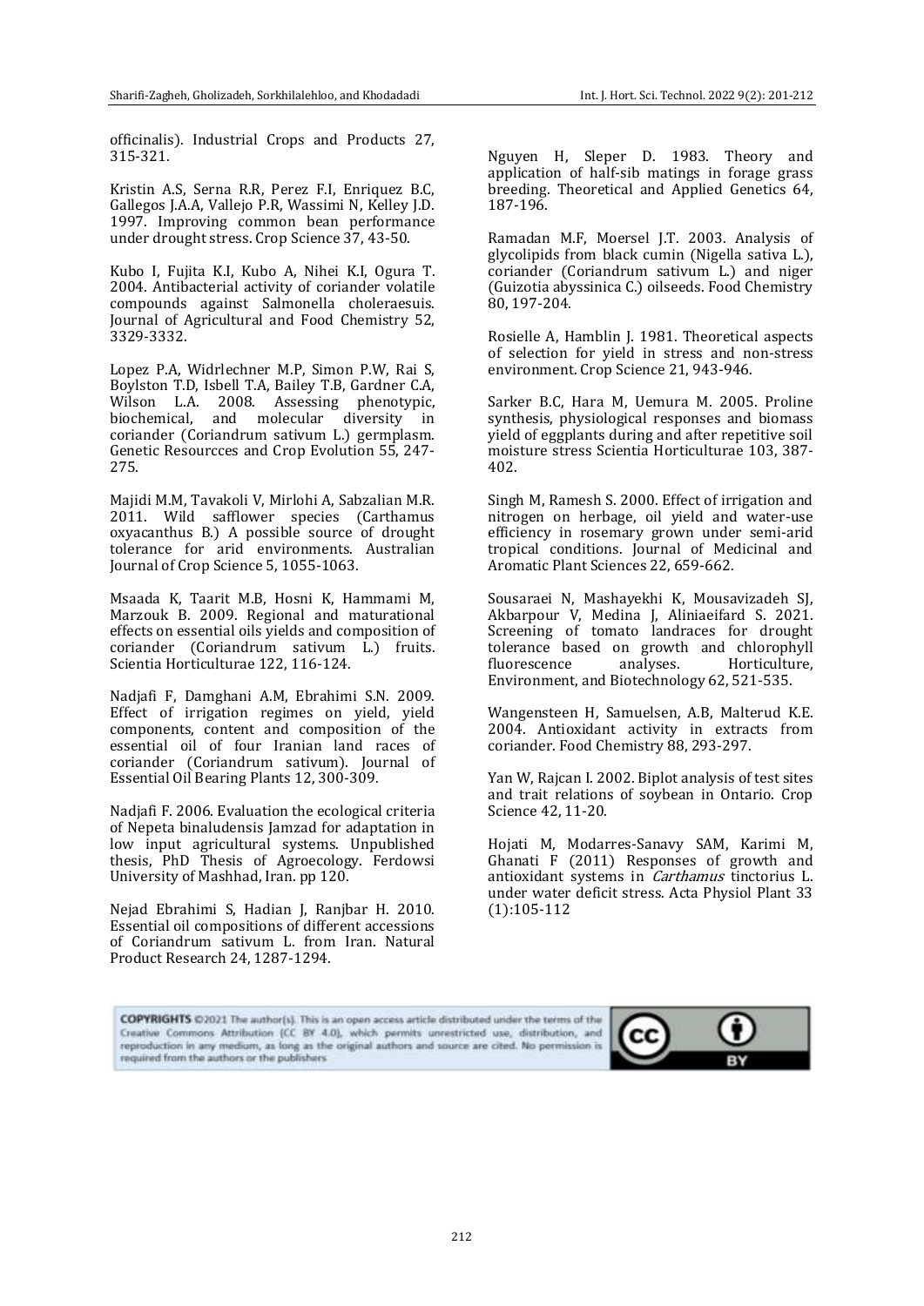officinalis). Industrial Crops and Products 27, 315-321.

Kristin A.S, Serna R.R, Perez F.I, Enriquez B.C, Gallegos J.A.A, Vallejo P.R, Wassimi N, Kelley J.D. 1997. Improving common bean performance under drought stress. Crop Science 37, 43-50.

Kubo I, Fujita K.I, Kubo A, Nihei K.I, Ogura T. 2004. Antibacterial activity of coriander volatile compounds against Salmonella choleraesuis. Journal of Agricultural and Food Chemistry 52, 3329-3332.

Lopez P.A, Widrlechner M.P, Simon P.W, Rai S, Boylston T.D, Isbell T.A, Bailey T.B, Gardner C.A, Wilson L.A. 2008. Assessing phenotypic, biochemical, and molecular diversity in coriander (Coriandrum sativum L.) germplasm. Genetic Resourcces and Crop Evolution 55, 247-275.

Majidi M.M, Tavakoli V, Mirlohi A, Sabzalian M.R. 2011. Wild safflower species (Carthamus oxyacanthus B.) A possible source of drought tolerance for arid environments. Australian Journal of Crop Science 5, 1055-1063.

Msaada K, Taarit M.B, Hosni K, Hammami M, Marzouk B. 2009. Regional and maturational effects on essential oils yields and composition of coriander (Coriandrum sativum L.) fruits. Scientia Horticulturae 122, 116-124.

Nadjafi F, Damghani A.M, Ebrahimi S.N. 2009. Effect of irrigation regimes on yield, yield components, content and composition of the essential oil of four Iranian land races of coriander (Coriandrum sativum). Journal of Essential Oil Bearing Plants 12, 300-309.

Nadjafi F. 2006. Evaluation the ecological criteria of Nepeta binaludensis Jamzad for adaptation in low input agricultural systems. Unpublished thesis, PhD Thesis of Agroecology. Ferdowsi University of Mashhad, Iran. pp 120.

Nejad Ebrahimi S, Hadian J, Ranjbar H. 2010. Essential oil compositions of different accessions of Coriandrum sativum L. from Iran. Natural Product Research 24, 1287-1294.

Nguyen H, Sleper D. 1983. Theory and application of half-sib matings in forage grass breeding. Theoretical and Applied Genetics 64, 187-196.

Ramadan M.F, Moersel J.T. 2003. Analysis of glycolipids from black cumin (Nigella sativa L.), coriander (Coriandrum sativum L.) and niger (Guizotia abyssinica C.) oilseeds. Food Chemistry 80, 197-204.

Rosielle A, Hamblin J. 1981. Theoretical aspects of selection for yield in stress and non-stress environment. Crop Science 21, 943-946.

Sarker B.C, Hara M, Uemura M. 2005. Proline synthesis, physiological responses and biomass yield of eggplants during and after repetitive soil moisture stress Scientia Horticulturae 103, 387-402.

Singh M, Ramesh S. 2000. Effect of irrigation and nitrogen on herbage, oil yield and water-use efficiency in rosemary grown under semi-arid tropical conditions. Journal of Medicinal and Aromatic Plant Sciences 22, 659-662.

Sousaraei N, Mashayekhi K, Mousavizadeh SJ, Akbarpour V, Medina J, Aliniaeifard S. 2021. Screening of tomato landraces for drought tolerance based on growth and chlorophyll fluorescence analyses. Horticulture, Environment, and Biotechnology 62, 521-535.

Wangensteen H, Samuelsen, A.B, Malterud K.E. 2004. Antioxidant activity in extracts from coriander. Food Chemistry 88, 293-297.

Yan W, Rajcan I. 2002. Biplot analysis of test sites and trait relations of soybean in Ontario. Crop Science 42, 11-20.

Hojati M, Modarres-Sanavy SAM, Karimi M, Ghanati F (2011) Responses of growth and antioxidant systems in *Carthamus* tinctorius L. under water deficit stress. Acta Physiol Plant 33 (1):105-112

**COPYRIGHTS** ©2021 The author(s). This is an open access article distributed under the terms of the Creative Commons Attribution (CC BY 4.0), which permits unrestricted use, distribution, and reproduction in any medium, as long as the original authors and source are cited. No permission is required from the authors or the publishers